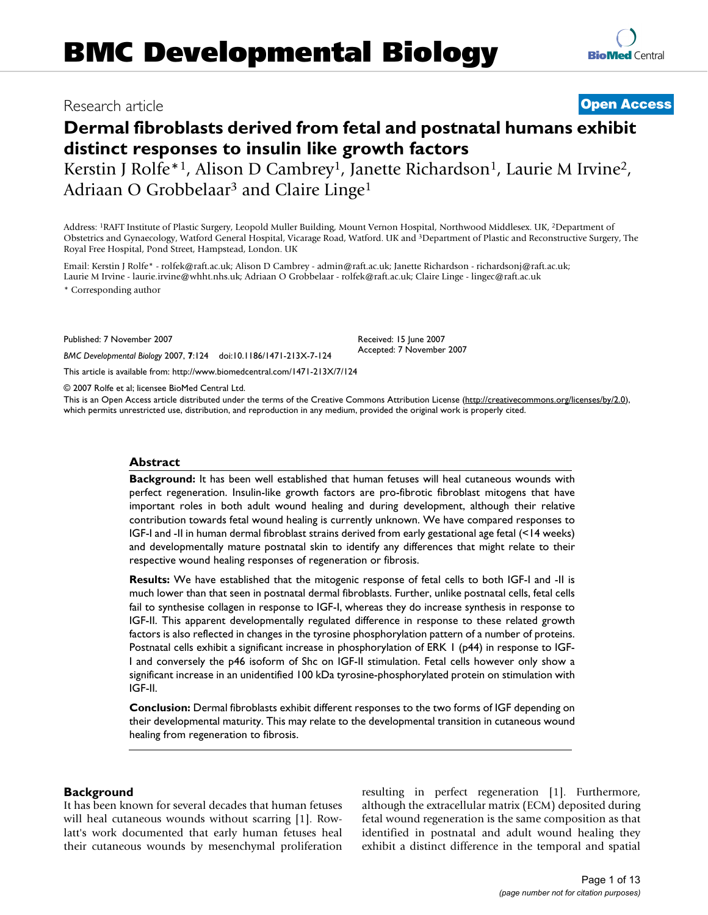# BMC Developmental Biology

Research article

**Open Access**

## Dermal fibroblasts derived from fetal and postnatal humans exhibit distinct responses to insulin like growth factors

Kerstin J Rolfe*[1], Alison D Cambrey[1], Janette Richardson[1], Laurie M Irvine[2], Adriaan O Grobbelaar[3] and Claire Linge[1]

Address: [1]RAFT Institute of Plastic Surgery, Leopold Muller Building, Mount Vernon Hospital, Northwood Middlesex. UK, [2]Department of Obstetrics and Gynaecology, Watford General Hospital, Vicarage Road, Watford. UK and [3]Department of Plastic and Reconstructive Surgery, The Royal Free Hospital, Pond Street, Hampstead, London. UK

Email: Kerstin J Rolfe* - rolfek@raft.ac.uk; Alison D Cambrey - admin@raft.ac.uk; Janette Richardson - richardsonj@raft.ac.uk; Laurie M Irvine - laurie.irvine@whht.nhs.uk; Adriaan O Grobbelaar - rolfek@raft.ac.uk; Claire Linge - lingec@raft.ac.uk

\* Corresponding author

Published: 7 November 2007

*BMC Developmental Biology* 2007, **7**:124 doi:10.1186/1471-213X-7-124

Received: 15 June 2007
Accepted: 7 November 2007

This article is available from: http://www.biomedcentral.com/1471-213X/7/124

© 2007 Rolfe et al; licensee BioMed Central Ltd.

This is an Open Access article distributed under the terms of the Creative Commons Attribution License (http://creativecommons.org/licenses/by/2.0), which permits unrestricted use, distribution, and reproduction in any medium, provided the original work is properly cited.

### Abstract

**Background:** It has been well established that human fetuses will heal cutaneous wounds with perfect regeneration. Insulin-like growth factors are pro-fibrotic fibroblast mitogens that have important roles in both adult wound healing and during development, although their relative contribution towards fetal wound healing is currently unknown. We have compared responses to IGF-I and -II in human dermal fibroblast strains derived from early gestational age fetal (<14 weeks) and developmentally mature postnatal skin to identify any differences that might relate to their respective wound healing responses of regeneration or fibrosis.

**Results:** We have established that the mitogenic response of fetal cells to both IGF-I and -II is much lower than that seen in postnatal dermal fibroblasts. Further, unlike postnatal cells, fetal cells fail to synthesise collagen in response to IGF-I, whereas they do increase synthesis in response to IGF-II. This apparent developmentally regulated difference in response to these related growth factors is also reflected in changes in the tyrosine phosphorylation pattern of a number of proteins. Postnatal cells exhibit a significant increase in phosphorylation of ERK 1 (p44) in response to IGF-I and conversely the p46 isoform of Shc on IGF-II stimulation. Fetal cells however only show a significant increase in an unidentified 100 kDa tyrosine-phosphorylated protein on stimulation with IGF-II.

**Conclusion:** Dermal fibroblasts exhibit different responses to the two forms of IGF depending on their developmental maturity. This may relate to the developmental transition in cutaneous wound healing from regeneration to fibrosis.

### Background

It has been known for several decades that human fetuses will heal cutaneous wounds without scarring [1]. Rowlatt's work documented that early human fetuses heal their cutaneous wounds by mesenchymal proliferation resulting in perfect regeneration [1]. Furthermore, although the extracellular matrix (ECM) deposited during fetal wound regeneration is the same composition as that identified in postnatal and adult wound healing they exhibit a distinct difference in the temporal and spatial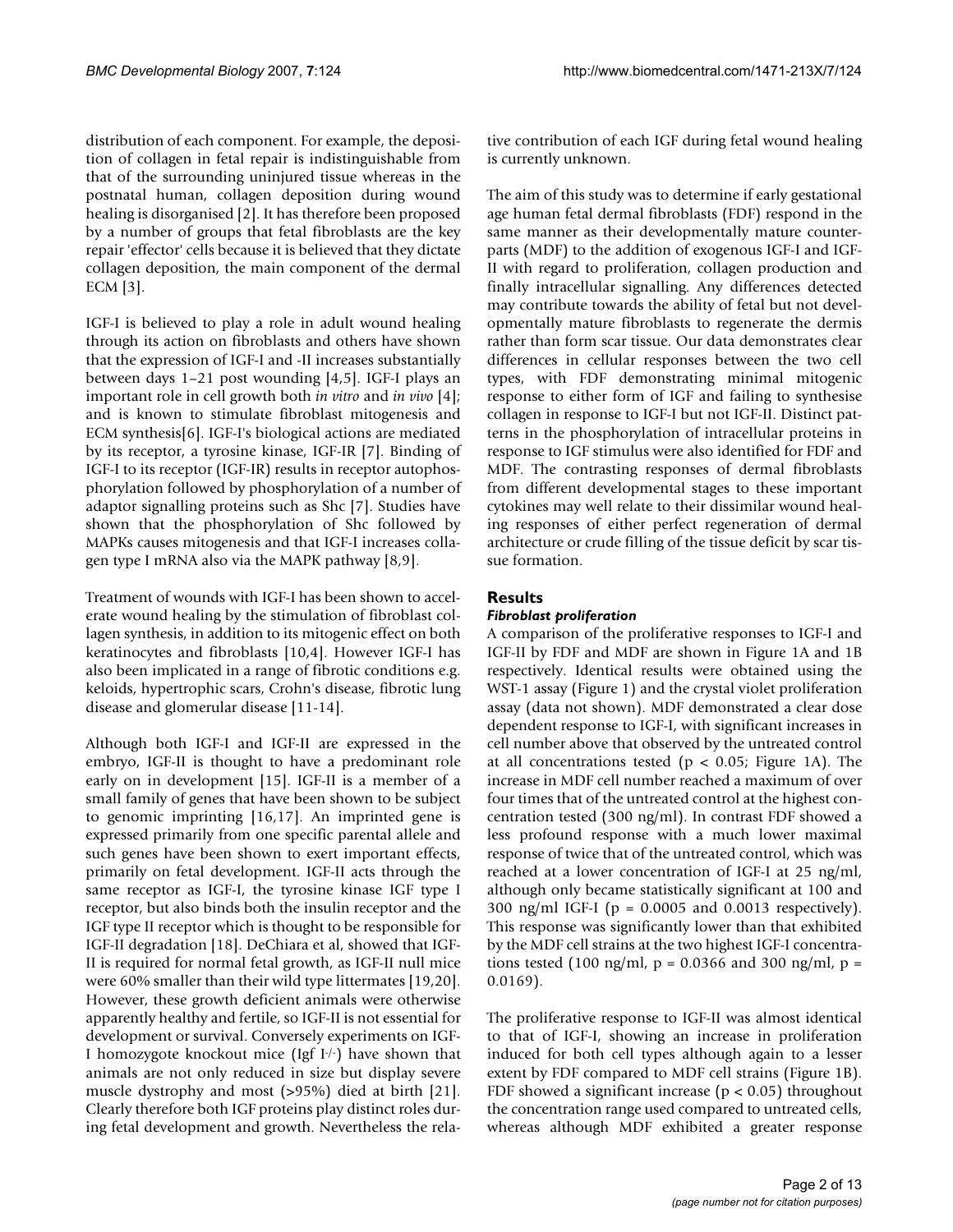distribution of each component. For example, the deposition of collagen in fetal repair is indistinguishable from that of the surrounding uninjured tissue whereas in the postnatal human, collagen deposition during wound healing is disorganised [2]. It has therefore been proposed by a number of groups that fetal fibroblasts are the key repair 'effector' cells because it is believed that they dictate collagen deposition, the main component of the dermal ECM [3].

IGF-I is believed to play a role in adult wound healing through its action on fibroblasts and others have shown that the expression of IGF-I and -II increases substantially between days 1–21 post wounding [4,5]. IGF-I plays an important role in cell growth both *in vitro* and *in vivo* [4]; and is known to stimulate fibroblast mitogenesis and ECM synthesis[6]. IGF-I's biological actions are mediated by its receptor, a tyrosine kinase, IGF-IR [7]. Binding of IGF-I to its receptor (IGF-IR) results in receptor autophosphorylation followed by phosphorylation of a number of adaptor signalling proteins such as Shc [7]. Studies have shown that the phosphorylation of Shc followed by MAPKs causes mitogenesis and that IGF-I increases collagen type I mRNA also via the MAPK pathway [8,9].

Treatment of wounds with IGF-I has been shown to accelerate wound healing by the stimulation of fibroblast collagen synthesis, in addition to its mitogenic effect on both keratinocytes and fibroblasts [10,4]. However IGF-I has also been implicated in a range of fibrotic conditions e.g. keloids, hypertrophic scars, Crohn's disease, fibrotic lung disease and glomerular disease [11-14].

Although both IGF-I and IGF-II are expressed in the embryo, IGF-II is thought to have a predominant role early on in development [15]. IGF-II is a member of a small family of genes that have been shown to be subject to genomic imprinting [16,17]. An imprinted gene is expressed primarily from one specific parental allele and such genes have been shown to exert important effects, primarily on fetal development. IGF-II acts through the same receptor as IGF-I, the tyrosine kinase IGF type I receptor, but also binds both the insulin receptor and the IGF type II receptor which is thought to be responsible for IGF-II degradation [18]. DeChiara et al, showed that IGF-II is required for normal fetal growth, as IGF-II null mice were 60% smaller than their wild type littermates [19,20]. However, these growth deficient animals were otherwise apparently healthy and fertile, so IGF-II is not essential for development or survival. Conversely experiments on IGF-I homozygote knockout mice (Igf $I^{-/-}$) have shown that animals are not only reduced in size but display severe muscle dystrophy and most (>95%) died at birth [21]. Clearly therefore both IGF proteins play distinct roles during fetal development and growth. Nevertheless the relative contribution of each IGF during fetal wound healing is currently unknown.

The aim of this study was to determine if early gestational age human fetal dermal fibroblasts (FDF) respond in the same manner as their developmentally mature counterparts (MDF) to the addition of exogenous IGF-I and IGF-II with regard to proliferation, collagen production and finally intracellular signalling. Any differences detected may contribute towards the ability of fetal but not developmentally mature fibroblasts to regenerate the dermis rather than form scar tissue. Our data demonstrates clear differences in cellular responses between the two cell types, with FDF demonstrating minimal mitogenic response to either form of IGF and failing to synthesise collagen in response to IGF-I but not IGF-II. Distinct patterns in the phosphorylation of intracellular proteins in response to IGF stimulus were also identified for FDF and MDF. The contrasting responses of dermal fibroblasts from different developmental stages to these important cytokines may well relate to their dissimilar wound healing responses of either perfect regeneration of dermal architecture or crude filling of the tissue deficit by scar tissue formation.

## Results

### *Fibroblast proliferation*

A comparison of the proliferative responses to IGF-I and IGF-II by FDF and MDF are shown in Figure 1A and 1B respectively. Identical results were obtained using the WST-1 assay (Figure 1) and the crystal violet proliferation assay (data not shown). MDF demonstrated a clear dose dependent response to IGF-I, with significant increases in cell number above that observed by the untreated control at all concentrations tested ($p < 0.05$; Figure 1A). The increase in MDF cell number reached a maximum of over four times that of the untreated control at the highest concentration tested (300 ng/ml). In contrast FDF showed a less profound response with a much lower maximal response of twice that of the untreated control, which was reached at a lower concentration of IGF-I at 25 ng/ml, although only became statistically significant at 100 and 300 ng/ml IGF-I ($p = 0.0005$ and $0.0013$ respectively). This response was significantly lower than that exhibited by the MDF cell strains at the two highest IGF-I concentrations tested (100 ng/ml, $p = 0.0366$ and 300 ng/ml, $p = 0.0169$).

The proliferative response to IGF-II was almost identical to that of IGF-I, showing an increase in proliferation induced for both cell types although again to a lesser extent by FDF compared to MDF cell strains (Figure 1B). FDF showed a significant increase ($p < 0.05$) throughout the concentration range used compared to untreated cells, whereas although MDF exhibited a greater response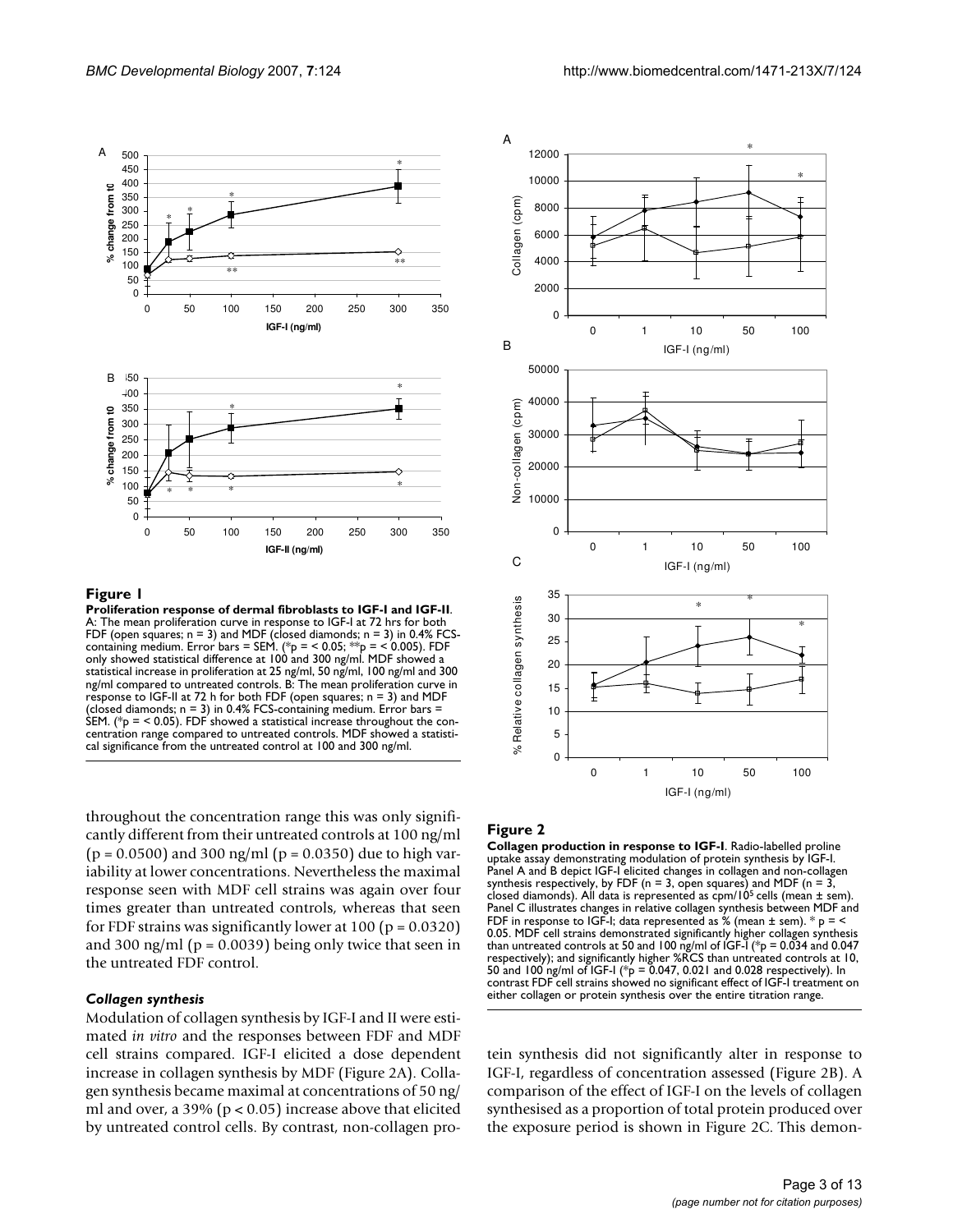A

500
450
400
350
300
250
200
150
100
50
0

% change from t0

0 50 100 150 200 250 300 350

IGF-I (ng/ml)

B

450
400
350
300
250
200
150
100
50
0

% change from t0

0 50 100 150 200 250 300 350

IGF-II (ng/ml)

**Figure 1**

**Proliferation response of dermal fibroblasts to IGF-I and IGF-II**. A: The mean proliferation curve in response to IGF-I at 72 hrs for both FDF (open squares; n = 3) and MDF (closed diamonds; n = 3) in 0.4% FCS-containing medium. Error bars = SEM. (\*p = < 0.05; \*\*p = < 0.005). FDF only showed statistical difference at 100 and 300 ng/ml. MDF showed a statistical increase in proliferation at 25 ng/ml, 50 ng/ml, 100 ng/ml and 300 ng/ml compared to untreated controls. B: The mean proliferation curve in response to IGF-II at 72 h for both FDF (open squares; n = 3) and MDF (closed diamonds; n = 3) in 0.4% FCS-containing medium. Error bars = SEM. (\*p = < 0.05). FDF showed a statistical increase throughout the concentration range compared to untreated controls. MDF showed a statistical significance from the untreated control at 100 and 300 ng/ml.

A

12000
10000
8000
6000
4000
2000
0

Collagen (cpm)

0 1 10 50 100

IGF-I (ng/ml)

B

50000
40000
30000
20000
10000
0

Non-collagen (cpm)

0 1 10 50 100

IGF-I (ng/ml)

C

35
30
25
20
15
10
5
0

% Relative collagen synthesis

0 1 10 50 100

IGF-I (ng/ml)

**Figure 2**

**Collagen production in response to IGF-I**. Radio-labelled proline uptake assay demonstrating modulation of protein synthesis by IGF-I. Panel A and B depict IGF-I elicited changes in collagen and non-collagen synthesis respectively, by FDF (n = 3, open squares) and MDF (n = 3, closed diamonds). All data is represented as cpm/$10^5$ cells (mean ± sem). Panel C illustrates changes in relative collagen synthesis between MDF and FDF in response to IGF-I; data represented as % (mean ± sem). \* p = < 0.05. MDF cell strains demonstrated significantly higher collagen synthesis than untreated controls at 50 and 100 ng/ml of IGF-I (\*p = 0.034 and 0.047 respectively); and significantly higher %RCS than untreated controls at 10, 50 and 100 ng/ml of IGF-I (\*p = 0.047, 0.021 and 0.028 respectively). In contrast FDF cell strains showed no significant effect of IGF-I treatment on either collagen or protein synthesis over the entire titration range.

throughout the concentration range this was only significantly different from their untreated controls at 100 ng/ml ($p = 0.0500$) and 300 ng/ml ($p = 0.0350$) due to high variability at lower concentrations. Nevertheless the maximal response seen with MDF cell strains was again over four times greater than untreated controls, whereas that seen for FDF strains was significantly lower at 100 ($p = 0.0320$) and 300 ng/ml ($p = 0.0039$) being only twice that seen in the untreated FDF control.

### *Collagen synthesis*

Modulation of collagen synthesis by IGF-I and II were estimated *in vitro* and the responses between FDF and MDF cell strains compared. IGF-I elicited a dose dependent increase in collagen synthesis by MDF (Figure 2A). Collagen synthesis became maximal at concentrations of 50 ng/ml and over, a 39% ($p < 0.05$) increase above that elicited by untreated control cells. By contrast, non-collagen protein synthesis did not significantly alter in response to IGF-I, regardless of concentration assessed (Figure 2B). A comparison of the effect of IGF-I on the levels of collagen synthesised as a proportion of total protein produced over the exposure period is shown in Figure 2C. This demon-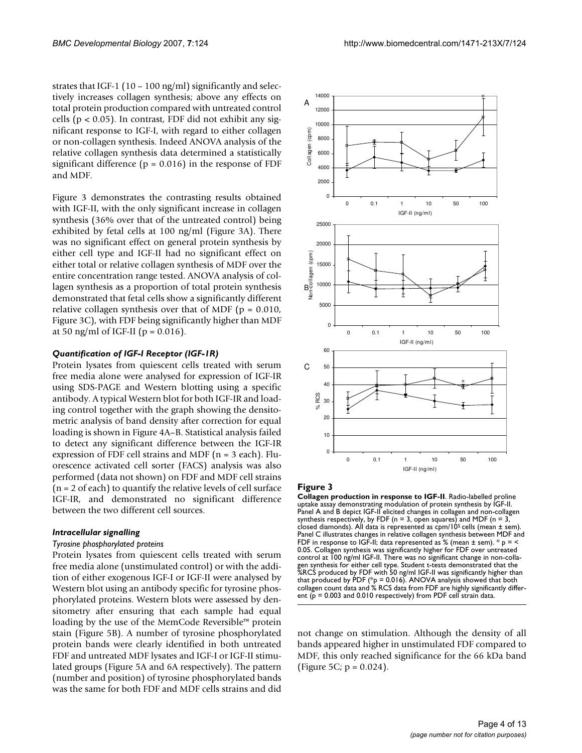strates that IGF-1 (10 – 100 ng/ml) significantly and selectively increases collagen synthesis; above any effects on total protein production compared with untreated control cells ($p < 0.05$). In contrast, FDF did not exhibit any significant response to IGF-I, with regard to either collagen or non-collagen synthesis. Indeed ANOVA analysis of the relative collagen synthesis data determined a statistically significant difference ($p = 0.016$) in the response of FDF and MDF.

Figure 3 demonstrates the contrasting results obtained with IGF-II, with the only significant increase in collagen synthesis (36% over that of the untreated control) being exhibited by fetal cells at 100 ng/ml (Figure 3A). There was no significant effect on general protein synthesis by either cell type and IGF-II had no significant effect on either total or relative collagen synthesis of MDF over the entire concentration range tested. ANOVA analysis of collagen synthesis as a proportion of total protein synthesis demonstrated that fetal cells show a significantly different relative collagen synthesis over that of MDF ($p = 0.010$, Figure 3C), with FDF being significantly higher than MDF at 50 ng/ml of IGF-II ($p = 0.016$).

### Quantification of IGF-I Receptor (IGF-1R)

Protein lysates from quiescent cells treated with serum free media alone were analysed for expression of IGF-IR using SDS-PAGE and Western blotting using a specific antibody. A typical Western blot for both IGF-IR and loading control together with the graph showing the densitometric analysis of band density after correction for equal loading is shown in Figure 4A–B. Statistical analysis failed to detect any significant difference between the IGF-IR expression of FDF cell strains and MDF ($n = 3$ each). Fluorescence activated cell sorter (FACS) analysis was also performed (data not shown) on FDF and MDF cell strains ($n = 2$ of each) to quantify the relative levels of cell surface IGF-IR, and demonstrated no significant difference between the two different cell sources.

### Intracellular signalling

#### Tyrosine phosphorylated proteins

Protein lysates from quiescent cells treated with serum free media alone (unstimulated control) or with the addition of either exogenous IGF-I or IGF-II were analysed by Western blot using an antibody specific for tyrosine phosphorylated proteins. Western blots were assessed by densitometry after ensuring that each sample had equal loading by the use of the MemCode Reversible™ protein stain (Figure 5B). A number of tyrosine phosphorylated protein bands were clearly identified in both untreated FDF and untreated MDF lysates and IGF-I or IGF-II stimulated groups (Figure 5A and 6A respectively). The pattern (number and position) of tyrosine phosphorylated bands was the same for both FDF and MDF cells strains and did not change on stimulation. Although the density of all bands appeared higher in unstimulated FDF compared to MDF, this only reached significance for the 66 kDa band (Figure 5C; $p = 0.024$).

A
Collagen (cpm)
14000
12000
10000
8000
6000
4000
2000
0
0 0.1 1 10 50 100
IGF-II (ng/ml)
*

B
Non-collagen (cpm)
25000
20000
15000
10000
5000
0
0 0.1 1 10 50 100
IGF-II (ng/ml)

C
% RCS
60
50
40
30
20
10
0
0 0.1 1 10 50 100
IGF-II (ng/ml)
*

**Figure 3**

**Collagen production in response to IGF-II**. Radio-labelled proline uptake assay demonstrating modulation of protein synthesis by IGF-II. Panel A and B depict IGF-II elicited changes in collagen and non-collagen synthesis respectively, by FDF ($n = 3$, open squares) and MDF ($n = 3$, closed diamonds). All data is represented as cpm/$10^5$ cells (mean ± sem). Panel C illustrates changes in relative collagen synthesis between MDF and FDF in response to IGF-II; data represented as % (mean ± sem). * $p = < 0.05$. Collagen synthesis was significantly higher for FDF over untreated control at 100 ng/ml IGF-II. There was no significant change in non-collagen synthesis for either cell type. Student t-tests demonstrated that the %RCS produced by FDF with 50 ng/ml IGF-II was significantly higher than that produced by PDF (*$p = 0.016$). ANOVA analysis showed that both collagen count data and % RCS data from FDF are highly significantly different ($p = 0.003$ and 0.010 respectively) from PDF cell strain data.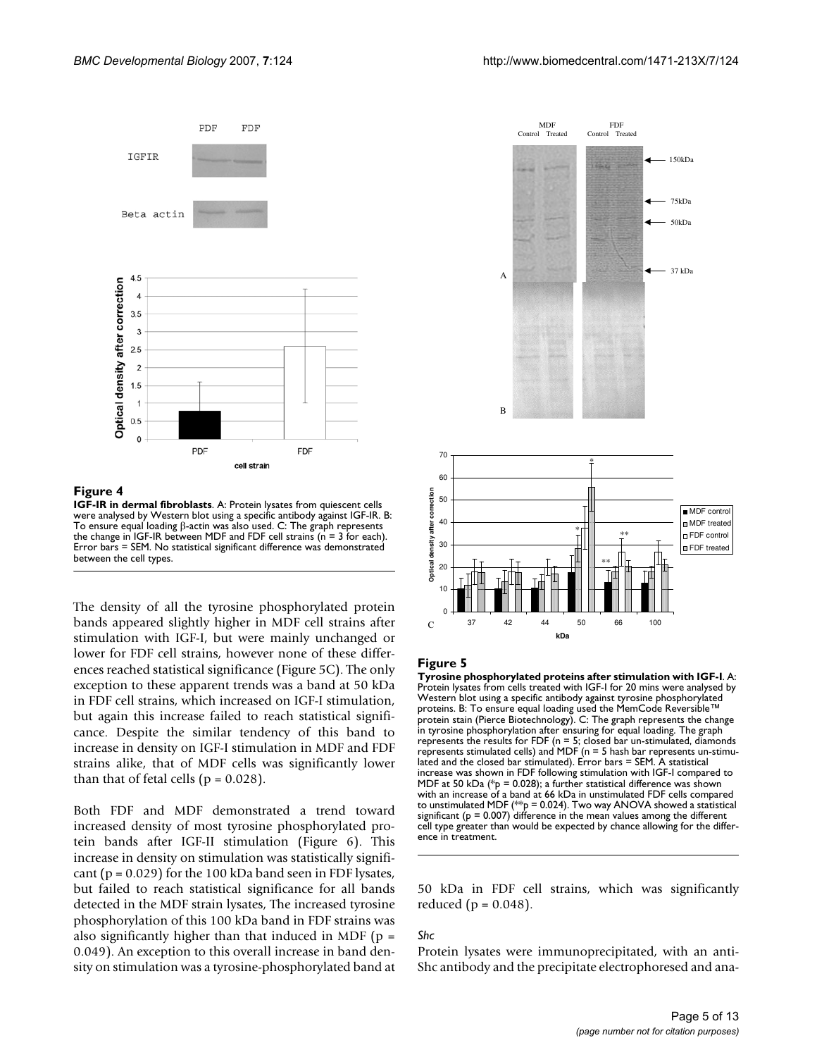PDF FDF

IGFIR

Beta actin

Optical density after correction

4.5
4
3.5
3
2.5
2
1.5
1
0.5
0

PDF FDF

cell strain

**Figure 4**

**IGF-IR in dermal fibroblasts**. A: Protein lysates from quiescent cells were analysed by Western blot using a specific antibody against IGF-IR. B: To ensure equal loading β-actin was also used. C: The graph represents the change in IGF-IR between MDF and FDF cell strains (n = 3 for each). Error bars = SEM. No statistical significant difference was demonstrated between the cell types.

MDF FDF
Control Treated Control Treated

150kDa
75kDa
50kDa
37 kDa

A

B

Optical density after correction

70
60
50
40
30
20
10
0

37 42 44 50 66 100

kDa

C

MDF control
MDF treated
FDF control
FDF treated

**Figure 5**

**Tyrosine phosphorylated proteins after stimulation with IGF-I**. A: Protein lysates from cells treated with IGF-I for 20 mins were analysed by Western blot using a specific antibody against tyrosine phosphorylated proteins. B: To ensure equal loading used the MemCode Reversible™ protein stain (Pierce Biotechnology). C: The graph represents the change in tyrosine phosphorylation after ensuring for equal loading. The graph represents the results for FDF (n = 5; closed bar un-stimulated, diamonds represents stimulated cells) and MDF (n = 5 hash bar represents un-stimulated and the closed bar stimulated). Error bars = SEM. A statistical increase was shown in FDF following stimulation with IGF-I compared to MDF at 50 kDa (*p = 0.028); a further statistical difference was shown with an increase of a band at 66 kDa in unstimulated FDF cells compared to unstimulated MDF (**p = 0.024). Two way ANOVA showed a statistical significant (p = 0.007) difference in the mean values among the different cell type greater than would be expected by chance allowing for the difference in treatment.

The density of all the tyrosine phosphorylated protein bands appeared slightly higher in MDF cell strains after stimulation with IGF-I, but were mainly unchanged or lower for FDF cell strains, however none of these differences reached statistical significance (Figure 5C). The only exception to these apparent trends was a band at 50 kDa in FDF cell strains, which increased on IGF-I stimulation, but again this increase failed to reach statistical significance. Despite the similar tendency of this band to increase in density on IGF-I stimulation in MDF and FDF strains alike, that of MDF cells was significantly lower than that of fetal cells ($p = 0.028$).

Both FDF and MDF demonstrated a trend toward increased density of most tyrosine phosphorylated protein bands after IGF-II stimulation (Figure 6). This increase in density on stimulation was statistically significant ($p = 0.029$) for the 100 kDa band seen in FDF lysates, but failed to reach statistical significance for all bands detected in the MDF strain lysates, The increased tyrosine phosphorylation of this 100 kDa band in FDF strains was also significantly higher than that induced in MDF ($p = 0.049$). An exception to this overall increase in band density on stimulation was a tyrosine-phosphorylated band at 50 kDa in FDF cell strains, which was significantly reduced ($p = 0.048$).

### *Shc*

Protein lysates were immunoprecipitated, with an anti-Shc antibody and the precipitate electrophoresed and ana-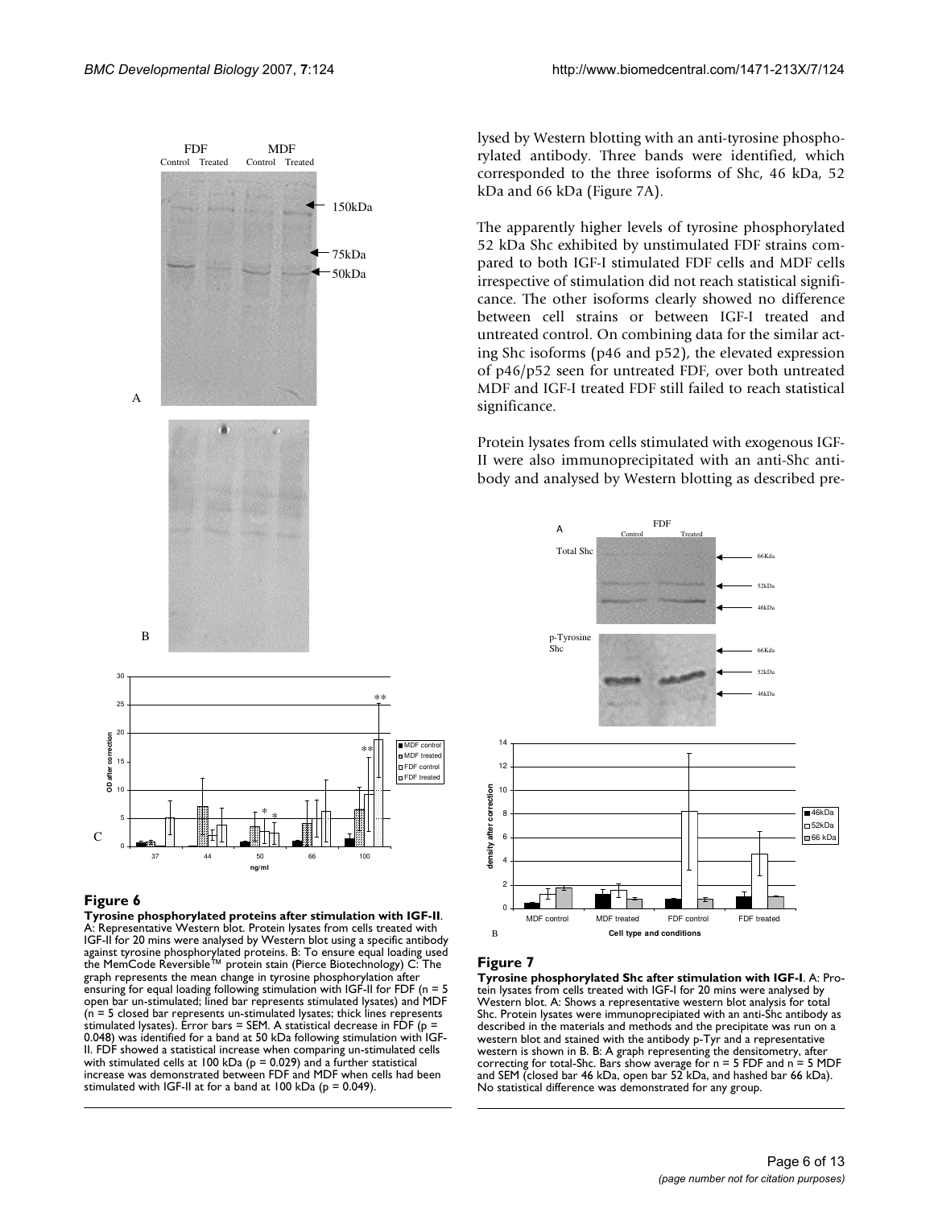FDF MDF

Control Treated Control Treated

150kDa

75kDa

50kDa

A

B

30

25

20

15

10

5

0

OD after correction

37 44 50 66 100

ng/ml

MDF control

MDF treated

FDF control

FDF treated

C

## Figure 6

**Tyrosine phosphorylated proteins after stimulation with IGF-II**. A: Representative Western blot. Protein lysates from cells treated with IGF-II for 20 mins were analysed by Western blot using a specific antibody against tyrosine phosphorylated proteins. B: To ensure equal loading used the MemCode Reversible™ protein stain (Pierce Biotechnology) C: The graph represents the mean change in tyrosine phosphorylation after ensuring for equal loading following stimulation with IGF-II for FDF (n = 5 open bar un-stimulated; lined bar represents stimulated lysates) and MDF (n = 5 closed bar represents un-stimulated lysates; thick lines represents stimulated lysates). Error bars = SEM. A statistical decrease in FDF (p = 0.048) was identified for a band at 50 kDa following stimulation with IGF-II. FDF showed a statistical increase when comparing un-stimulated cells with stimulated cells at 100 kDa (p = 0.029) and a further statistical increase was demonstrated between FDF and MDF when cells had been stimulated with IGF-II at for a band at 100 kDa (p = 0.049).

lysed by Western blotting with an anti-tyrosine phosphorylated antibody. Three bands were identified, which corresponded to the three isoforms of Shc, 46 kDa, 52 kDa and 66 kDa (Figure 7A).

The apparently higher levels of tyrosine phosphorylated 52 kDa Shc exhibited by unstimulated FDF strains compared to both IGF-I stimulated FDF cells and MDF cells irrespective of stimulation did not reach statistical significance. The other isoforms clearly showed no difference between cell strains or between IGF-I treated and untreated control. On combining data for the similar acting Shc isoforms (p46 and p52), the elevated expression of p46/p52 seen for untreated FDF, over both untreated MDF and IGF-I treated FDF still failed to reach statistical significance.

Protein lysates from cells stimulated with exogenous IGF-II were also immunoprecipitated with an anti-Shc antibody and analysed by Western blotting as described pre-

A

FDF

Control Treated

Total Shc

66Kda

52kDa

46kDa

p-Tyrosine Shc

66Kda

52kDa

46kDa

14

12

10

8

6

4

2

0

density after correction

MDF control MDF treated FDF control FDF treated

Cell type and conditions

46kDa

52kDa

66 kDa

B

## Figure 7

**Tyrosine phosphorylated Shc after stimulation with IGF-I**. A: Protein lysates from cells treated with IGF-I for 20 mins were analysed by Western blot. A: Shows a representative western blot analysis for total Shc. Protein lysates were immunoprecipiated with an anti-Shc antibody as described in the materials and methods and the precipitate was run on a western blot and stained with the antibody p-Tyr and a representative western is shown in B. B: A graph representing the densitometry, after correcting for total-Shc. Bars show average for n = 5 FDF and n = 5 MDF and SEM (closed bar 46 kDa, open bar 52 kDa, and hashed bar 66 kDa). No statistical difference was demonstrated for any group.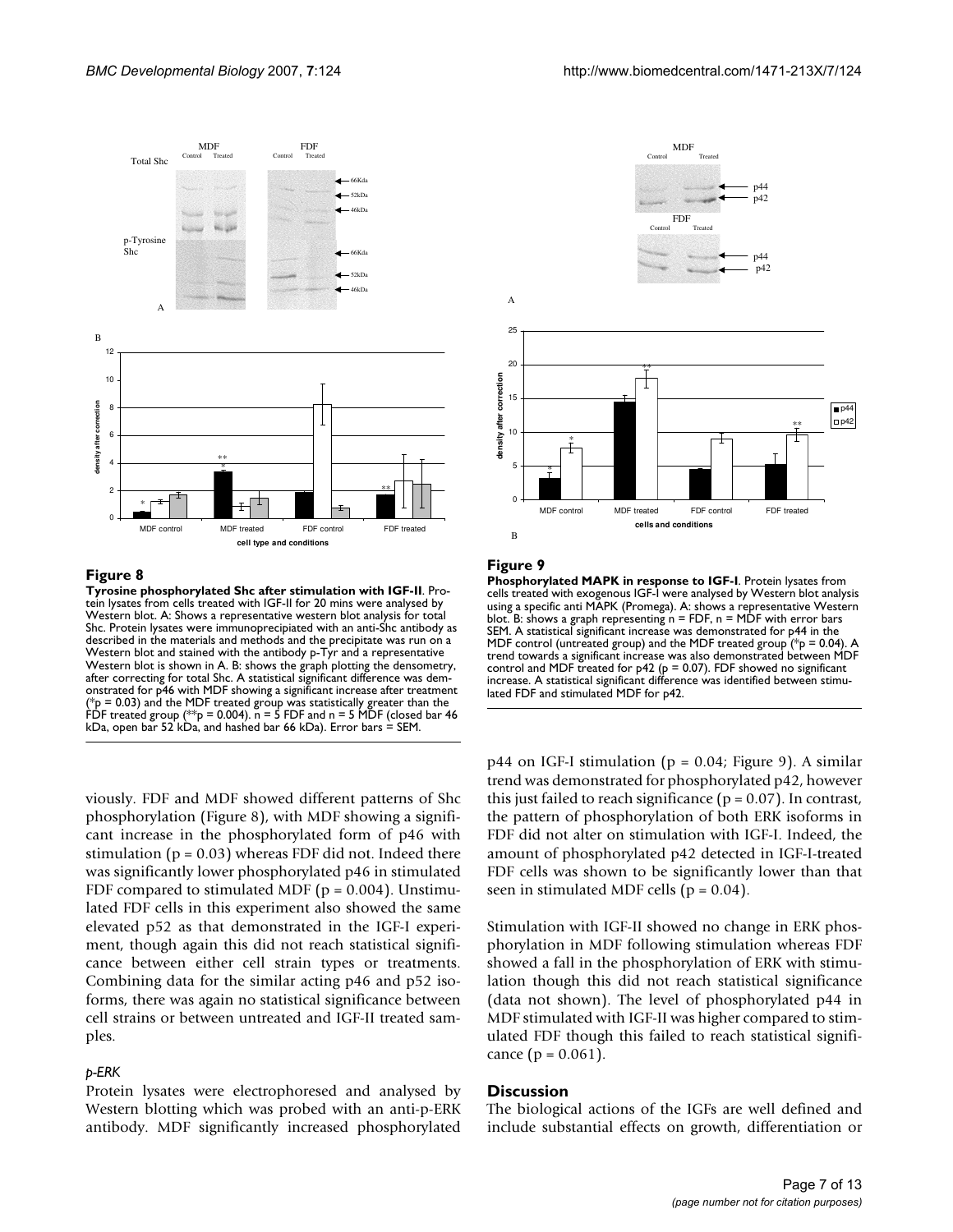MDF

FDF

Total Shc

Control Treated

Control Treated

66Kda

52kDa

46kDa

p-Tyrosine Shc

66Kda

52kDa

46kDa

A

B

density after correction

12
10
8
6
4
2
0

MDF control

MDF treated

FDF control

FDF treated

cell type and conditions

**Figure 8**

**Tyrosine phosphorylated Shc after stimulation with IGF-II**. Protein lysates from cells treated with IGF-II for 20 mins were analysed by Western blot. A: Shows a representative western blot analysis for total Shc. Protein lysates were immunoprecipiated with an anti-Shc antibody as described in the materials and methods and the precipitate was run on a Western blot and stained with the antibody p-Tyr and a representative Western blot is shown in A. B: shows the graph plotting the densometry, after correcting for total Shc. A statistical significant difference was demonstrated for p46 with MDF showing a significant increase after treatment (*p = 0.03) and the MDF treated group was statistically greater than the FDF treated group (**p = 0.004). n = 5 FDF and n = 5 MDF (closed bar 46 kDa, open bar 52 kDa, and hashed bar 66 kDa). Error bars = SEM.

MDF

Control Treated

p44

p42

FDF

Control Treated

p44

p42

A

density after correction

25
20
15
10
5
0

MDF control

MDF treated

FDF control

FDF treated

cells and conditions

p44

p42

B

**Figure 9**

**Phosphorylated MAPK in response to IGF-I**. Protein lysates from cells treated with exogenous IGF-I were analysed by Western blot analysis using a specific anti MAPK (Promega). A: shows a representative Western blot. B: shows a graph representing n = FDF, n = MDF with error bars SEM. A statistical significant increase was demonstrated for p44 in the MDF control (untreated group) and the MDF treated group (*p = 0.04). A trend towards a significant increase was also demonstrated between MDF control and MDF treated for p42 (p = 0.07). FDF showed no significant increase. A statistical significant difference was identified between stimulated FDF and stimulated MDF for p42.

viously. FDF and MDF showed different patterns of Shc phosphorylation (Figure 8), with MDF showing a significant increase in the phosphorylated form of p46 with stimulation ($p = 0.03$) whereas FDF did not. Indeed there was significantly lower phosphorylated p46 in stimulated FDF compared to stimulated MDF ($p = 0.004$). Unstimulated FDF cells in this experiment also showed the same elevated p52 as that demonstrated in the IGF-I experiment, though again this did not reach statistical significance between either cell strain types or treatments. Combining data for the similar acting p46 and p52 isoforms, there was again no statistical significance between cell strains or between untreated and IGF-II treated samples.

### *p-ERK*

Protein lysates were electrophoresed and analysed by Western blotting which was probed with an anti-p-ERK antibody. MDF significantly increased phosphorylated p44 on IGF-I stimulation ($p = 0.04$; Figure 9). A similar trend was demonstrated for phosphorylated p42, however this just failed to reach significance ($p = 0.07$). In contrast, the pattern of phosphorylation of both ERK isoforms in FDF did not alter on stimulation with IGF-I. Indeed, the amount of phosphorylated p42 detected in IGF-I-treated FDF cells was shown to be significantly lower than that seen in stimulated MDF cells ($p = 0.04$).

Stimulation with IGF-II showed no change in ERK phosphorylation in MDF following stimulation whereas FDF showed a fall in the phosphorylation of ERK with stimulation though this did not reach statistical significance (data not shown). The level of phosphorylated p44 in MDF stimulated with IGF-II was higher compared to stimulated FDF though this failed to reach statistical significance ($p = 0.061$).

## Discussion

The biological actions of the IGFs are well defined and include substantial effects on growth, differentiation or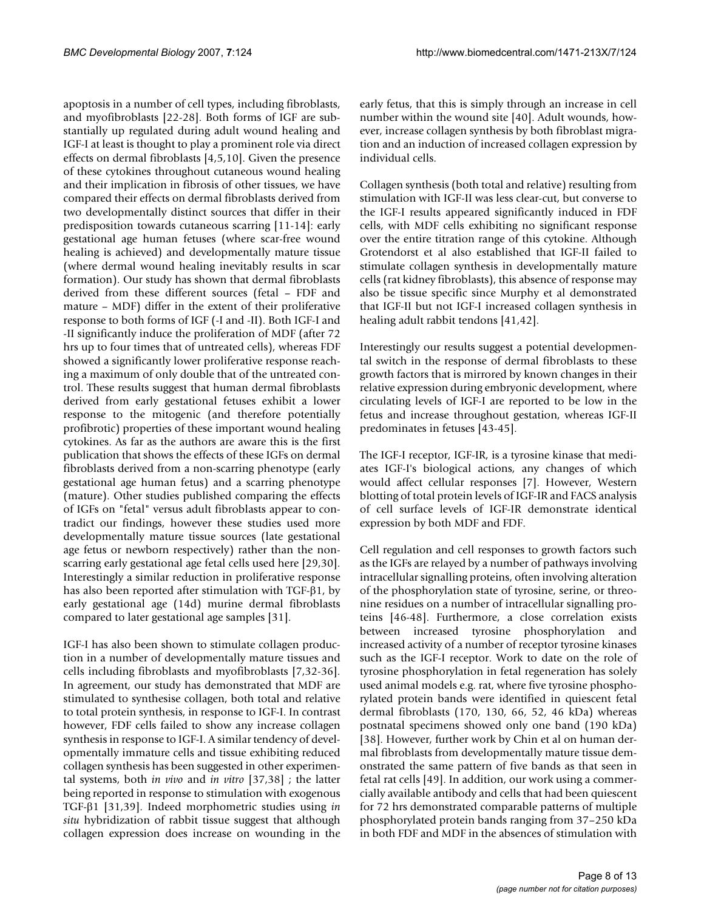apoptosis in a number of cell types, including fibroblasts, and myofibroblasts [22-28]. Both forms of IGF are substantially up regulated during adult wound healing and IGF-I at least is thought to play a prominent role via direct effects on dermal fibroblasts [4,5,10]. Given the presence of these cytokines throughout cutaneous wound healing and their implication in fibrosis of other tissues, we have compared their effects on dermal fibroblasts derived from two developmentally distinct sources that differ in their predisposition towards cutaneous scarring [11-14]: early gestational age human fetuses (where scar-free wound healing is achieved) and developmentally mature tissue (where dermal wound healing inevitably results in scar formation). Our study has shown that dermal fibroblasts derived from these different sources (fetal – FDF and mature – MDF) differ in the extent of their proliferative response to both forms of IGF (-I and -II). Both IGF-I and -II significantly induce the proliferation of MDF (after 72 hrs up to four times that of untreated cells), whereas FDF showed a significantly lower proliferative response reaching a maximum of only double that of the untreated control. These results suggest that human dermal fibroblasts derived from early gestational fetuses exhibit a lower response to the mitogenic (and therefore potentially profibrotic) properties of these important wound healing cytokines. As far as the authors are aware this is the first publication that shows the effects of these IGFs on dermal fibroblasts derived from a non-scarring phenotype (early gestational age human fetus) and a scarring phenotype (mature). Other studies published comparing the effects of IGFs on "fetal" versus adult fibroblasts appear to contradict our findings, however these studies used more developmentally mature tissue sources (late gestational age fetus or newborn respectively) rather than the non-scarring early gestational age fetal cells used here [29,30]. Interestingly a similar reduction in proliferative response has also been reported after stimulation with TGF-β1, by early gestational age (14d) murine dermal fibroblasts compared to later gestational age samples [31].

IGF-I has also been shown to stimulate collagen production in a number of developmentally mature tissues and cells including fibroblasts and myofibroblasts [7,32-36]. In agreement, our study has demonstrated that MDF are stimulated to synthesise collagen, both total and relative to total protein synthesis, in response to IGF-I. In contrast however, FDF cells failed to show any increase collagen synthesis in response to IGF-I. A similar tendency of developmentally immature cells and tissue exhibiting reduced collagen synthesis has been suggested in other experimental systems, both *in vivo* and *in vitro* [37,38] ; the latter being reported in response to stimulation with exogenous TGF-β1 [31,39]. Indeed morphometric studies using *in situ* hybridization of rabbit tissue suggest that although collagen expression does increase on wounding in the early fetus, that this is simply through an increase in cell number within the wound site [40]. Adult wounds, however, increase collagen synthesis by both fibroblast migration and an induction of increased collagen expression by individual cells.

Collagen synthesis (both total and relative) resulting from stimulation with IGF-II was less clear-cut, but converse to the IGF-I results appeared significantly induced in FDF cells, with MDF cells exhibiting no significant response over the entire titration range of this cytokine. Although Grotendorst et al also established that IGF-II failed to stimulate collagen synthesis in developmentally mature cells (rat kidney fibroblasts), this absence of response may also be tissue specific since Murphy et al demonstrated that IGF-II but not IGF-I increased collagen synthesis in healing adult rabbit tendons [41,42].

Interestingly our results suggest a potential developmental switch in the response of dermal fibroblasts to these growth factors that is mirrored by known changes in their relative expression during embryonic development, where circulating levels of IGF-I are reported to be low in the fetus and increase throughout gestation, whereas IGF-II predominates in fetuses [43-45].

The IGF-I receptor, IGF-IR, is a tyrosine kinase that mediates IGF-I's biological actions, any changes of which would affect cellular responses [7]. However, Western blotting of total protein levels of IGF-IR and FACS analysis of cell surface levels of IGF-IR demonstrate identical expression by both MDF and FDF.

Cell regulation and cell responses to growth factors such as the IGFs are relayed by a number of pathways involving intracellular signalling proteins, often involving alteration of the phosphorylation state of tyrosine, serine, or threonine residues on a number of intracellular signalling proteins [46-48]. Furthermore, a close correlation exists between increased tyrosine phosphorylation and increased activity of a number of receptor tyrosine kinases such as the IGF-I receptor. Work to date on the role of tyrosine phosphorylation in fetal regeneration has solely used animal models e.g. rat, where five tyrosine phosphorylated protein bands were identified in quiescent fetal dermal fibroblasts (170, 130, 66, 52, 46 kDa) whereas postnatal specimens showed only one band (190 kDa) [38]. However, further work by Chin et al on human dermal fibroblasts from developmentally mature tissue demonstrated the same pattern of five bands as that seen in fetal rat cells [49]. In addition, our work using a commercially available antibody and cells that had been quiescent for 72 hrs demonstrated comparable patterns of multiple phosphorylated protein bands ranging from 37–250 kDa in both FDF and MDF in the absences of stimulation with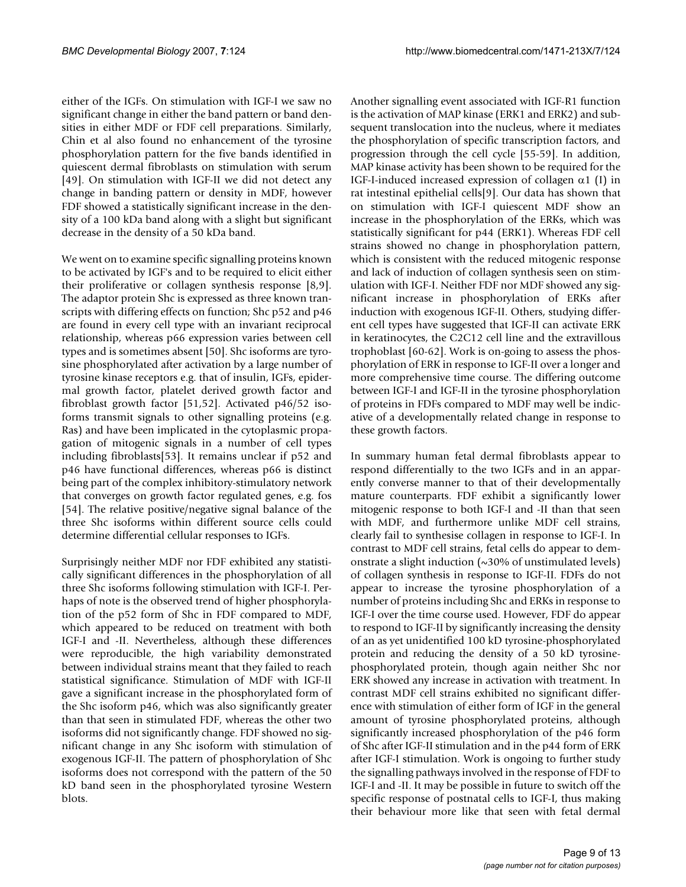either of the IGFs. On stimulation with IGF-I we saw no significant change in either the band pattern or band densities in either MDF or FDF cell preparations. Similarly, Chin et al also found no enhancement of the tyrosine phosphorylation pattern for the five bands identified in quiescent dermal fibroblasts on stimulation with serum [49]. On stimulation with IGF-II we did not detect any change in banding pattern or density in MDF, however FDF showed a statistically significant increase in the density of a 100 kDa band along with a slight but significant decrease in the density of a 50 kDa band.

We went on to examine specific signalling proteins known to be activated by IGF's and to be required to elicit either their proliferative or collagen synthesis response [8,9]. The adaptor protein Shc is expressed as three known transcripts with differing effects on function; Shc p52 and p46 are found in every cell type with an invariant reciprocal relationship, whereas p66 expression varies between cell types and is sometimes absent [50]. Shc isoforms are tyrosine phosphorylated after activation by a large number of tyrosine kinase receptors e.g. that of insulin, IGFs, epidermal growth factor, platelet derived growth factor and fibroblast growth factor [51,52]. Activated p46/52 isoforms transmit signals to other signalling proteins (e.g. Ras) and have been implicated in the cytoplasmic propagation of mitogenic signals in a number of cell types including fibroblasts[53]. It remains unclear if p52 and p46 have functional differences, whereas p66 is distinct being part of the complex inhibitory-stimulatory network that converges on growth factor regulated genes, e.g. fos [54]. The relative positive/negative signal balance of the three Shc isoforms within different source cells could determine differential cellular responses to IGFs.

Surprisingly neither MDF nor FDF exhibited any statistically significant differences in the phosphorylation of all three Shc isoforms following stimulation with IGF-I. Perhaps of note is the observed trend of higher phosphorylation of the p52 form of Shc in FDF compared to MDF, which appeared to be reduced on treatment with both IGF-I and -II. Nevertheless, although these differences were reproducible, the high variability demonstrated between individual strains meant that they failed to reach statistical significance. Stimulation of MDF with IGF-II gave a significant increase in the phosphorylated form of the Shc isoform p46, which was also significantly greater than that seen in stimulated FDF, whereas the other two isoforms did not significantly change. FDF showed no significant change in any Shc isoform with stimulation of exogenous IGF-II. The pattern of phosphorylation of Shc isoforms does not correspond with the pattern of the 50 kD band seen in the phosphorylated tyrosine Western blots.

Another signalling event associated with IGF-R1 function is the activation of MAP kinase (ERK1 and ERK2) and subsequent translocation into the nucleus, where it mediates the phosphorylation of specific transcription factors, and progression through the cell cycle [55-59]. In addition, MAP kinase activity has been shown to be required for the IGF-I-induced increased expression of collagen $\alpha1$ (I) in rat intestinal epithelial cells[9]. Our data has shown that on stimulation with IGF-I quiescent MDF show an increase in the phosphorylation of the ERKs, which was statistically significant for p44 (ERK1). Whereas FDF cell strains showed no change in phosphorylation pattern, which is consistent with the reduced mitogenic response and lack of induction of collagen synthesis seen on stimulation with IGF-I. Neither FDF nor MDF showed any significant increase in phosphorylation of ERKs after induction with exogenous IGF-II. Others, studying different cell types have suggested that IGF-II can activate ERK in keratinocytes, the C2C12 cell line and the extravillous trophoblast [60-62]. Work is on-going to assess the phosphorylation of ERK in response to IGF-II over a longer and more comprehensive time course. The differing outcome between IGF-I and IGF-II in the tyrosine phosphorylation of proteins in FDFs compared to MDF may well be indicative of a developmentally related change in response to these growth factors.

In summary human fetal dermal fibroblasts appear to respond differentially to the two IGFs and in an apparently converse manner to that of their developmentally mature counterparts. FDF exhibit a significantly lower mitogenic response to both IGF-I and -II than that seen with MDF, and furthermore unlike MDF cell strains, clearly fail to synthesise collagen in response to IGF-I. In contrast to MDF cell strains, fetal cells do appear to demonstrate a slight induction (~30% of unstimulated levels) of collagen synthesis in response to IGF-II. FDFs do not appear to increase the tyrosine phosphorylation of a number of proteins including Shc and ERKs in response to IGF-I over the time course used. However, FDF do appear to respond to IGF-II by significantly increasing the density of an as yet unidentified 100 kD tyrosine-phosphorylated protein and reducing the density of a 50 kD tyrosine-phosphorylated protein, though again neither Shc nor ERK showed any increase in activation with treatment. In contrast MDF cell strains exhibited no significant difference with stimulation of either form of IGF in the general amount of tyrosine phosphorylated proteins, although significantly increased phosphorylation of the p46 form of Shc after IGF-II stimulation and in the p44 form of ERK after IGF-I stimulation. Work is ongoing to further study the signalling pathways involved in the response of FDF to IGF-I and -II. It may be possible in future to switch off the specific response of postnatal cells to IGF-I, thus making their behaviour more like that seen with fetal dermal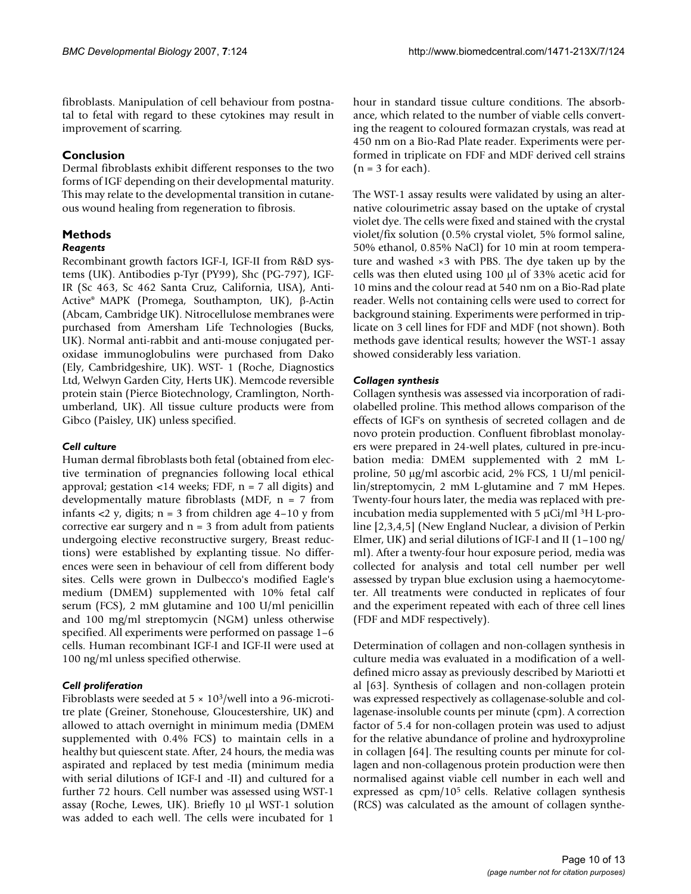fibroblasts. Manipulation of cell behaviour from postnatal to fetal with regard to these cytokines may result in improvement of scarring.

## Conclusion

Dermal fibroblasts exhibit different responses to the two forms of IGF depending on their developmental maturity. This may relate to the developmental transition in cutaneous wound healing from regeneration to fibrosis.

## Methods

### *Reagents*

Recombinant growth factors IGF-I, IGF-II from R&D systems (UK). Antibodies p-Tyr (PY99), Shc (PG-797), IGF-IR (Sc 463, Sc 462 Santa Cruz, California, USA), Anti-Active® MAPK (Promega, Southampton, UK), β-Actin (Abcam, Cambridge UK). Nitrocellulose membranes were purchased from Amersham Life Technologies (Bucks, UK). Normal anti-rabbit and anti-mouse conjugated peroxidase immunoglobulins were purchased from Dako (Ely, Cambridgeshire, UK). WST- 1 (Roche, Diagnostics Ltd, Welwyn Garden City, Herts UK). Memcode reversible protein stain (Pierce Biotechnology, Cramlington, Northumberland, UK). All tissue culture products were from Gibco (Paisley, UK) unless specified.

### *Cell culture*

Human dermal fibroblasts both fetal (obtained from elective termination of pregnancies following local ethical approval; gestation <14 weeks; FDF, n = 7 all digits) and developmentally mature fibroblasts (MDF, n = 7 from infants <2 y, digits; n = 3 from children age 4–10 y from corrective ear surgery and n = 3 from adult from patients undergoing elective reconstructive surgery, Breast reductions) were established by explanting tissue. No differences were seen in behaviour of cell from different body sites. Cells were grown in Dulbecco's modified Eagle's medium (DMEM) supplemented with 10% fetal calf serum (FCS), 2 mM glutamine and 100 U/ml penicillin and 100 mg/ml streptomycin (NGM) unless otherwise specified. All experiments were performed on passage 1–6 cells. Human recombinant IGF-I and IGF-II were used at 100 ng/ml unless specified otherwise.

### *Cell proliferation*

Fibroblasts were seeded at $5 \times 10^3$/well into a 96-microtitre plate (Greiner, Stonehouse, Gloucestershire, UK) and allowed to attach overnight in minimum media (DMEM supplemented with 0.4% FCS) to maintain cells in a healthy but quiescent state. After, 24 hours, the media was aspirated and replaced by test media (minimum media with serial dilutions of IGF-I and -II) and cultured for a further 72 hours. Cell number was assessed using WST-1 assay (Roche, Lewes, UK). Briefly 10 μl WST-1 solution was added to each well. The cells were incubated for 1 hour in standard tissue culture conditions. The absorbance, which related to the number of viable cells converting the reagent to coloured formazan crystals, was read at 450 nm on a Bio-Rad Plate reader. Experiments were performed in triplicate on FDF and MDF derived cell strains (n = 3 for each).

The WST-1 assay results were validated by using an alternative colourimetric assay based on the uptake of crystal violet dye. The cells were fixed and stained with the crystal violet/fix solution (0.5% crystal violet, 5% formol saline, 50% ethanol, 0.85% NaCl) for 10 min at room temperature and washed ×3 with PBS. The dye taken up by the cells was then eluted using 100 μl of 33% acetic acid for 10 mins and the colour read at 540 nm on a Bio-Rad plate reader. Wells not containing cells were used to correct for background staining. Experiments were performed in triplicate on 3 cell lines for FDF and MDF (not shown). Both methods gave identical results; however the WST-1 assay showed considerably less variation.

### *Collagen synthesis*

Collagen synthesis was assessed via incorporation of radiolabelled proline. This method allows comparison of the effects of IGF's on synthesis of secreted collagen and de novo protein production. Confluent fibroblast monolayers were prepared in 24-well plates, cultured in pre-incubation media: DMEM supplemented with 2 mM L-proline, 50 μg/ml ascorbic acid, 2% FCS, 1 U/ml penicillin/streptomycin, 2 mM L-glutamine and 7 mM Hepes. Twenty-four hours later, the media was replaced with pre-incubation media supplemented with 5 μCi/ml $^3$H L-proline [2,3,4,5] (New England Nuclear, a division of Perkin Elmer, UK) and serial dilutions of IGF-I and II (1–100 ng/ml). After a twenty-four hour exposure period, media was collected for analysis and total cell number per well assessed by trypan blue exclusion using a haemocytometer. All treatments were conducted in replicates of four and the experiment repeated with each of three cell lines (FDF and MDF respectively).

Determination of collagen and non-collagen synthesis in culture media was evaluated in a modification of a well-defined micro assay as previously described by Mariotti et al [63]. Synthesis of collagen and non-collagen protein was expressed respectively as collagenase-soluble and collagenase-insoluble counts per minute (cpm). A correction factor of 5.4 for non-collagen protein was used to adjust for the relative abundance of proline and hydroxyproline in collagen [64]. The resulting counts per minute for collagen and non-collagenous protein production were then normalised against viable cell number in each well and expressed as cpm/$10^5$ cells. Relative collagen synthesis (RCS) was calculated as the amount of collagen synthe-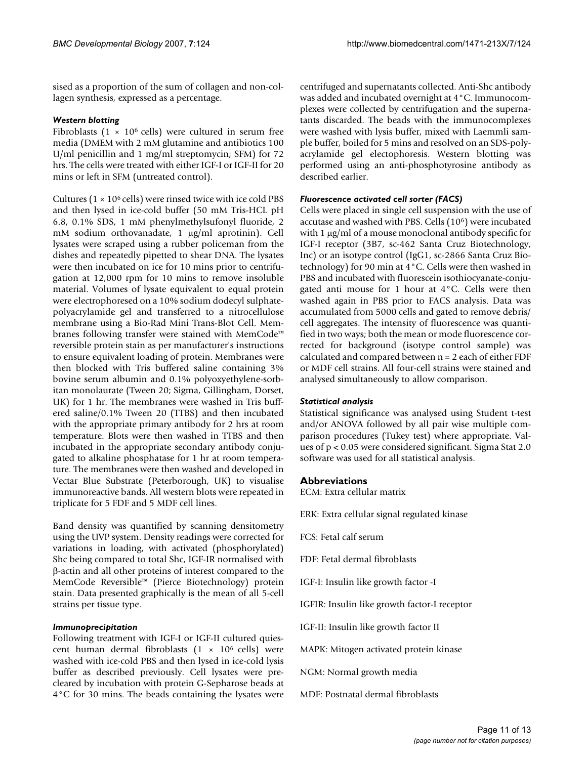sised as a proportion of the sum of collagen and non-collagen synthesis, expressed as a percentage.

### *Western blotting*

Fibroblasts ($1 \times 10^6$ cells) were cultured in serum free media (DMEM with 2 mM glutamine and antibiotics 100 U/ml penicillin and 1 mg/ml streptomycin; SFM) for 72 hrs. The cells were treated with either IGF-I or IGF-II for 20 mins or left in SFM (untreated control).

Cultures ($1 \times 10^6$ cells) were rinsed twice with ice cold PBS and then lysed in ice-cold buffer (50 mM Tris-HCL pH 6.8, 0.1% SDS, 1 mM phenylmethylsufonyl fluoride, 2 mM sodium orthovanadate, 1 μg/ml aprotinin). Cell lysates were scraped using a rubber policeman from the dishes and repeatedly pipetted to shear DNA. The lysates were then incubated on ice for 10 mins prior to centrifugation at 12,000 rpm for 10 mins to remove insoluble material. Volumes of lysate equivalent to equal protein were electrophoresed on a 10% sodium dodecyl sulphate-polyacrylamide gel and transferred to a nitrocellulose membrane using a Bio-Rad Mini Trans-Blot Cell. Membranes following transfer were stained with MemCode™ reversible protein stain as per manufacturer's instructions to ensure equivalent loading of protein. Membranes were then blocked with Tris buffered saline containing 3% bovine serum albumin and 0.1% polyoxyethylene-sorbitan monolaurate (Tween 20; Sigma, Gillingham, Dorset, UK) for 1 hr. The membranes were washed in Tris buffered saline/0.1% Tween 20 (TTBS) and then incubated with the appropriate primary antibody for 2 hrs at room temperature. Blots were then washed in TTBS and then incubated in the appropriate secondary antibody conjugated to alkaline phosphatase for 1 hr at room temperature. The membranes were then washed and developed in Vectar Blue Substrate (Peterborough, UK) to visualise immunoreactive bands. All western blots were repeated in triplicate for 5 FDF and 5 MDF cell lines.

Band density was quantified by scanning densitometry using the UVP system. Density readings were corrected for variations in loading, with activated (phosphorylated) Shc being compared to total Shc, IGF-IR normalised with β-actin and all other proteins of interest compared to the MemCode Reversible™ (Pierce Biotechnology) protein stain. Data presented graphically is the mean of all 5-cell strains per tissue type.

### *Immunoprecipitation*

Following treatment with IGF-I or IGF-II cultured quiescent human dermal fibroblasts ($1 \times 10^6$ cells) were washed with ice-cold PBS and then lysed in ice-cold lysis buffer as described previously. Cell lysates were pre-cleared by incubation with protein G-Sepharose beads at 4°C for 30 mins. The beads containing the lysates were centrifuged and supernatants collected. Anti-Shc antibody was added and incubated overnight at 4°C. Immunocomplexes were collected by centrifugation and the supernatants discarded. The beads with the immunocomplexes were washed with lysis buffer, mixed with Laemmli sample buffer, boiled for 5 mins and resolved on an SDS-polyacrylamide gel electophoresis. Western blotting was performed using an anti-phosphotyrosine antibody as described earlier.

### *Fluorescence activated cell sorter (FACS)*

Cells were placed in single cell suspension with the use of accutase and washed with PBS. Cells ($10^6$) were incubated with 1 μg/ml of a mouse monoclonal antibody specific for IGF-I receptor (3B7, sc-462 Santa Cruz Biotechnology, Inc) or an isotype control (IgG1, sc-2866 Santa Cruz Biotechnology) for 90 min at 4°C. Cells were then washed in PBS and incubated with fluorescein isothiocyanate-conjugated anti mouse for 1 hour at 4°C. Cells were then washed again in PBS prior to FACS analysis. Data was accumulated from 5000 cells and gated to remove debris/cell aggregates. The intensity of fluorescence was quantified in two ways; both the mean or mode fluorescence corrected for background (isotype control sample) was calculated and compared between n = 2 each of either FDF or MDF cell strains. All four-cell strains were stained and analysed simultaneously to allow comparison.

### *Statistical analysis*

Statistical significance was analysed using Student t-test and/or ANOVA followed by all pair wise multiple comparison procedures (Tukey test) where appropriate. Values of $p < 0.05$ were considered significant. Sigma Stat 2.0 software was used for all statistical analysis.

## Abbreviations

ECM: Extra cellular matrix

ERK: Extra cellular signal regulated kinase

FCS: Fetal calf serum

FDF: Fetal dermal fibroblasts

IGF-I: Insulin like growth factor -I

IGFIR: Insulin like growth factor-I receptor

IGF-II: Insulin like growth factor II

MAPK: Mitogen activated protein kinase

NGM: Normal growth media

MDF: Postnatal dermal fibroblasts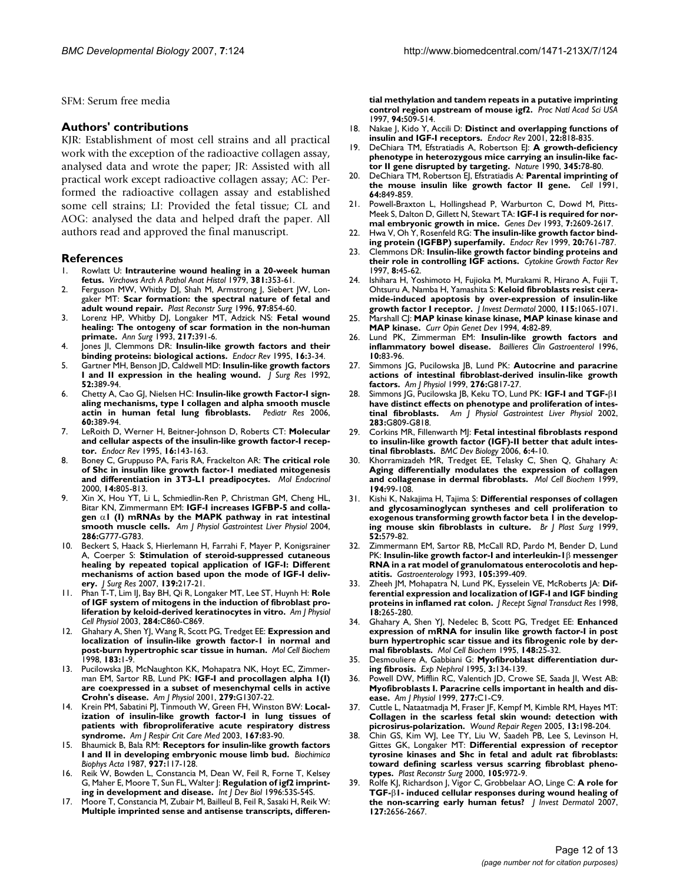SFM: Serum free media

## Authors' contributions

KJR: Establishment of most cell strains and all practical work with the exception of the radioactive collagen assay, analysed data and wrote the paper; JR: Assisted with all practical work except radioactive collagen assay; AC: Performed the radioactive collagen assay and established some cell strains; LI: Provided the fetal tissue; CL and AOG: analysed the data and helped draft the paper. All authors read and approved the final manuscript.

## References

1. Rowlatt U: **Intrauterine wound healing in a 20-week human fetus.** *Virchows Arch A Pathol Anat Histol* 1979, **381:**353-61.
2. Ferguson MW, Whitby DJ, Shah M, Armstrong J, Siebert JW, Longaker MT: **Scar formation: the spectral nature of fetal and adult wound repair.** *Plast Reconstr Surg* 1996, **97:**854-60.
3. Lorenz HP, Whitby DJ, Longaker MT, Adzick NS: **Fetal wound healing: The ontogeny of scar formation in the non-human primate.** *Ann Surg* 1993, **217:**391-6.
4. Jones JI, Clemmons DR: **Insulin-like growth factors and their binding proteins: biological actions.** *Endocr Rev* 1995, **16:**3-34.
5. Gartner MH, Benson JD, Caldwell MD: **Insulin-like growth factors I and II expression in the healing wound.** *J Surg Res* 1992, **52:**389-94.
6. Chetty A, Cao GJ, Nielsen HC: **Insulin-like growth Factor-I signaling mechanisms, type I collagen and alpha smooth muscle actin in human fetal lung fibroblasts.** *Pediatr Res* 2006, **60:**389-94.
7. LeRoith D, Werner H, Beitner-Johnson D, Roberts CT: **Molecular and cellular aspects of the insulin-like growth factor-I receptor.** *Endocr Rev* 1995, **16:**143-163.
8. Boney C, Gruppuso PA, Faris RA, Frackelton AR: **The critical role of Shc in insulin like growth factor-1 mediated mitogenesis and differentiation in 3T3-L1 preadipocytes.** *Mol Endocrinol* 2000, **14:**805-813.
9. Xin X, Hou YT, Li L, Schmiedlin-Ren P, Christman GM, Cheng HL, Bitar KN, Zimmermann EM: **IGF-I increases IGFBP-5 and collagen α1 (I) mRNAs by the MAPK pathway in rat intestinal smooth muscle cells.** *Am J Physiol Gastrointest Liver Physiol* 2004, **286:**G777-G783.
10. Beckert S, Haack S, Hierlemann H, Farrahi F, Mayer P, Konigsrainer A, Coerper S: **Stimulation of steroid-suppressed cutaneous healing by repeated topical application of IGF-I: Different mechanisms of action based upon the mode of IGF-I delivery.** *J Surg Res* 2007, **139:**217-21.
11. Phan T-T, Lim IJ, Bay BH, Qi R, Longaker MT, Lee ST, Huynh H: **Role of IGF system of mitogens in the induction of fibroblast proliferation by keloid-derived keratinocytes in vitro.** *Am J Physiol Cell Physiol* 2003, **284:**C860-C869.
12. Ghahary A, Shen YJ, Wang R, Scott PG, Tredget EE: **Expression and localization of insulin-like growth factor-1 in normal and post-burn hypertrophic scar tissue in human.** *Mol Cell Biochem* 1998, **183:**1-9.
13. Pucilowska JB, McNaughton KK, Mohapatra NK, Hoyt EC, Zimmerman EM, Sartor RB, Lund PK: **IGF-I and procollagen alpha 1(I) are coexpressed in a subset of mesenchymal cells in active Crohn's disease.** *Am J Physiol* 2001, **279:**G1307-22.
14. Krein PM, Sabatini PJ, Tinmouth W, Green FH, Winston BW: **Localization of insulin-like growth factor-I in lung tissues of patients with fibroproliferative acute respiratory distress syndrome.** *Am J Respir Crit Care Med* 2003, **167:**83-90.
15. Bhaumick B, Bala RM: **Receptors for insulin-like growth factors I and II in developing embryonic mouse limb bud.** *Biochimica Biophys Acta* 1987, **927:**117-128.
16. Reik W, Bowden L, Constancia M, Dean W, Feil R, Forne T, Kelsey G, Maher E, Moore T, Sun FL, Walter J: **Regulation of igf2 imprinting in development and disease.** *Int J Dev Biol* 1996:53S-54S.
17. Moore T, Constancia M, Zubair M, Bailleul B, Feil R, Sasaki H, Reik W: **Multiple imprinted sense and antisense transcripts, differential methylation and tandem repeats in a putative imprinting control region upstream of mouse igf2.** *Proc Natl Acad Sci USA* 1997, **94:**509-514.
18. Nakae J, Kido Y, Accili D: **Distinct and overlapping functions of insulin and IGF-I receptors.** *Endocr Rev* 2001, **22:**818-835.
19. DeChiara TM, Efstratiadis A, Robertson EJ: **A growth-deficiency phenotype in heterozygous mice carrying an insulin-like factor II gene disrupted by targeting.** *Nature* 1990, **345:**78-80.
20. DeChiara TM, Robertson EJ, Efstratiadis A: **Parental imprinting of the mouse insulin like growth factor II gene.** *Cell* 1991, **64:**849-859.
21. Powell-Braxton L, Hollingshead P, Warburton C, Dowd M, Pitts-Meek S, Dalton D, Gillett N, Stewart TA: **IGF-I is required for normal embryonic growth in mice.** *Genes Dev* 1993, **7:**2609-2617.
22. Hwa V, Oh Y, Rosenfeld RG: **The insulin-like growth factor binding protein (IGFBP) superfamily.** *Endocr Rev* 1999, **20:**761-787.
23. Clemmons DR: **Insulin-like growth factor binding proteins and their role in controlling IGF actions.** *Cytokine Growth Factor Rev* 1997, **8:**45-62.
24. Ishihara H, Yoshimoto H, Fujioka M, Murakami R, Hirano A, Fujii T, Ohtsuru A, Namba H, Yamashita S: **Keloid fibroblasts resist ceramide-induced apoptosis by over-expression of insulin-like growth factor I receptor.** *J Invest Dermatol* 2000, **115:**1065-1071.
25. Marshall CJ: **MAP kinase kinase kinase, MAP kinase kinase and MAP kinase.** *Curr Opin Genet Dev* 1994, **4:**82-89.
26. Lund PK, Zimmerman EM: **Insulin-like growth factors and inflammatory bowel disease.** *Baillieres Clin Gastroenterol* 1996, **10:**83-96.
27. Simmons JG, Pucilowska JB, Lund PK: **Autocrine and paracrine actions of intestinal fibroblast-derived insulin-like growth factors.** *Am J Physiol* 1999, **276:**G817-27.
28. Simmons JG, Pucilowska JB, Keku TO, Lund PK: **IGF-I and TGF-β1 have distinct effects on phenotype and proliferation of intestinal fibroblasts.** *Am J Physiol Gastrointest Liver Physiol* 2002, **283:**G809-G818.
29. Corkins MR, Fillenwarth MJ: **Fetal intestinal fibroblasts respond to insulin-like growth factor (IGF)-II better that adult intestinal fibroblasts.** *BMC Dev Biology* 2006, **6:**4-10.
30. Khorramizadeh MR, Tredget EE, Telasky C, Shen Q, Ghahary A: **Aging differentially modulates the expression of collagen and collagenase in dermal fibroblasts.** *Mol Cell Biochem* 1999, **194:**99-108.
31. Kishi K, Nakajima H, Tajima S: **Differential responses of collagen and glycosaminoglycan syntheses and cell proliferation to exogenous transforming growth factor beta 1 in the developing mouse skin fibroblasts in culture.** *Br J Plast Surg* 1999, **52:**579-82.
32. Zimmermann EM, Sartor RB, McCall RD, Pardo M, Bender D, Lund PK: **Insulin-like growth factor-I and interleukin-1β messenger RNA in a rat model of granulomatous enterocolitis and hepatitis.** *Gastroenterology* 1993, **105:**399-409.
33. Zheeh JM, Mohapatra N, Lund PK, Eysselein VE, McRoberts JA: **Differential expression and localization of IGF-I and IGF binding proteins in inflamed rat colon.** *J Recept Signal Transduct Res* 1998, **18:**265-280.
34. Ghahary A, Shen YJ, Nedelec B, Scott PG, Tredget EE: **Enhanced expression of mRNA for insulin like growth factor-I in post burn hypertrophic scar tissue and its fibrogenic role by dermal fibroblasts.** *Mol Cell Biochem* 1995, **148:**25-32.
35. Desmouliere A, Gabbiani G: **Myofibroblast differentiation during fibrosis.** *Exp Nephrol* 1995, **3:**134-139.
36. Powell DW, Mifflin RC, Valentich JD, Crowe SE, Saada JI, West AB: **Myofibroblasts I. Paracrine cells important in health and disease.** *Am J Physiol* 1999, **277:**C1-C9.
37. Cuttle L, Nataatmadja M, Fraser JF, Kempf M, Kimble RM, Hayes MT: **Collagen in the scarless fetal skin wound: detection with picrosirus-polarization.** *Wound Repair Regen* 2005, **13:**198-204.
38. Chin GS, Kim WJ, Lee TY, Liu W, Saadeh PB, Lee S, Levinson H, Gittes GK, Longaker MT: **Differential expression of receptor tyrosine kinases and Shc in fetal and adult rat fibroblasts: toward defining scarless versus scarring fibroblast phenotypes.** *Plast Reconstr Surg* 2000, **105:**972-9.
39. Rolfe KJ, Richardson J, Vigor C, Grobbelaar AO, Linge C: **A role for TGF-β1- induced cellular responses during wound healing of the non-scarring early human fetus?** *J Invest Dermatol* 2007, **127:**2656-2667.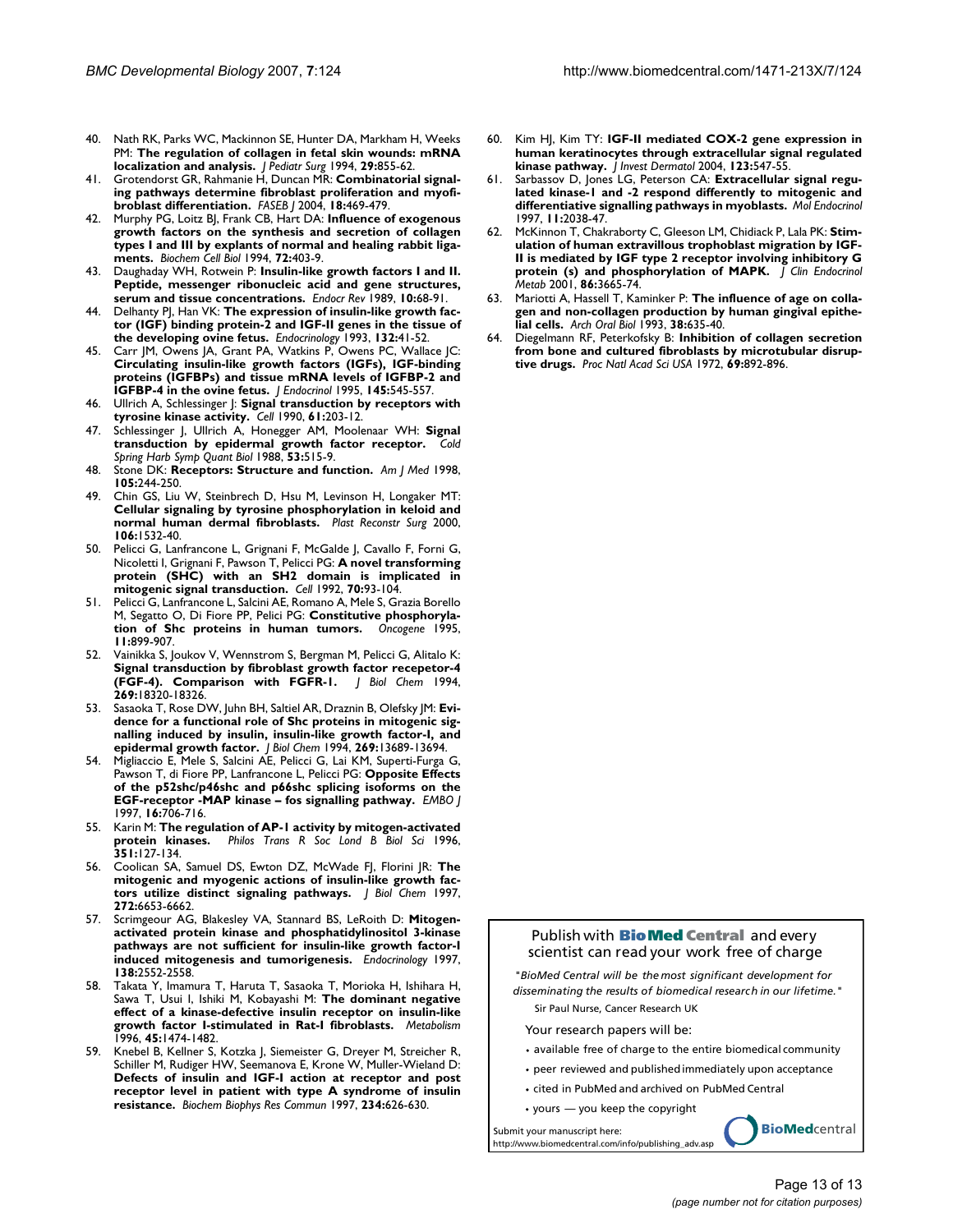40. Nath RK, Parks WC, Mackinnon SE, Hunter DA, Markham H, Weeks PM: **The regulation of collagen in fetal skin wounds: mRNA localization and analysis.** *J Pediatr Surg* 1994, **29:**855-62.
41. Grotendorst GR, Rahmanie H, Duncan MR: **Combinatorial signaling pathways determine fibroblast proliferation and myofibroblast differentiation.** *FASEB J* 2004, **18:**469-479.
42. Murphy PG, Loitz BJ, Frank CB, Hart DA: **Influence of exogenous growth factors on the synthesis and secretion of collagen types I and III by explants of normal and healing rabbit ligaments.** *Biochem Cell Biol* 1994, **72:**403-9.
43. Daughaday WH, Rotwein P: **Insulin-like growth factors I and II. Peptide, messenger ribonucleic acid and gene structures, serum and tissue concentrations.** *Endocr Rev* 1989, **10:**68-91.
44. Delhanty PJ, Han VK: **The expression of insulin-like growth factor (IGF) binding protein-2 and IGF-II genes in the tissue of the developing ovine fetus.** *Endocrinology* 1993, **132:**41-52.
45. Carr JM, Owens JA, Grant PA, Watkins P, Owens PC, Wallace JC: **Circulating insulin-like growth factors (IGFs), IGF-binding proteins (IGFBPs) and tissue mRNA levels of IGFBP-2 and IGFBP-4 in the ovine fetus.** *J Endocrinol* 1995, **145:**545-557.
46. Ullrich A, Schlessinger J: **Signal transduction by receptors with tyrosine kinase activity.** *Cell* 1990, **61:**203-12.
47. Schlessinger J, Ullrich A, Honegger AM, Moolenaar WH: **Signal transduction by epidermal growth factor receptor.** *Cold Spring Harb Symp Quant Biol* 1988, **53:**515-9.
48. Stone DK: **Receptors: Structure and function.** *Am J Med* 1998, **105:**244-250.
49. Chin GS, Liu W, Steinbrech D, Hsu M, Levinson H, Longaker MT: **Cellular signaling by tyrosine phosphorylation in keloid and normal human dermal fibroblasts.** *Plast Reconstr Surg* 2000, **106:**1532-40.
50. Pelicci G, Lanfrancone L, Grignani F, McGalde J, Cavallo F, Forni G, Nicoletti I, Grignani F, Pawson T, Pelicci PG: **A novel transforming protein (SHC) with an SH2 domain is implicated in mitogenic signal transduction.** *Cell* 1992, **70:**93-104.
51. Pelicci G, Lanfrancone L, Salcini AE, Romano A, Mele S, Grazia Borello M, Segatto O, Di Fiore PP, Pelici PG: **Constitutive phosphorylation of Shc proteins in human tumors.** *Oncogene* 1995, **11:**899-907.
52. Vainikka S, Joukov V, Wennstrom S, Bergman M, Pelicci G, Alitalo K: **Signal transduction by fibroblast growth factor recepetor-4 (FGF-4). Comparison with FGFR-1.** *J Biol Chem* 1994, **269:**18320-18326.
53. Sasaoka T, Rose DW, Juhn BH, Saltiel AR, Draznin B, Olefsky JM: **Evidence for a functional role of Shc proteins in mitogenic signalling induced by insulin, insulin-like growth factor-I, and epidermal growth factor.** *J Biol Chem* 1994, **269:**13689-13694.
54. Migliaccio E, Mele S, Salcini AE, Pelicci G, Lai KM, Superti-Furga G, Pawson T, di Fiore PP, Lanfrancone L, Pelicci PG: **Opposite Effects of the p52shc/p46shc and p66shc splicing isoforms on the EGF-receptor -MAP kinase – fos signalling pathway.** *EMBO J* 1997, **16:**706-716.
55. Karin M: **The regulation of AP-1 activity by mitogen-activated protein kinases.** *Philos Trans R Soc Lond B Biol Sci* 1996, **351:**127-134.
56. Coolican SA, Samuel DS, Ewton DZ, McWade FJ, Florini JR: **The mitogenic and myogenic actions of insulin-like growth factors utilize distinct signaling pathways.** *J Biol Chem* 1997, **272:**6653-6662.
57. Scrimgeour AG, Blakesley VA, Stannard BS, LeRoith D: **Mitogen-activated protein kinase and phosphatidylinositol 3-kinase pathways are not sufficient for insulin-like growth factor-I induced mitogenesis and tumorigenesis.** *Endocrinology* 1997, **138:**2552-2558.
58. Takata Y, Imamura T, Haruta T, Sasaoka T, Morioka H, Ishihara H, Sawa T, Usui I, Ishiki M, Kobayashi M: **The dominant negative effect of a kinase-defective insulin receptor on insulin-like growth factor I-stimulated in Rat-I fibroblasts.** *Metabolism* 1996, **45:**1474-1482.
59. Knebel B, Kellner S, Kotzka J, Siemeister G, Dreyer M, Streicher R, Schiller M, Rudiger HW, Seemanova E, Krone W, Muller-Wieland D: **Defects of insulin and IGF-I action at receptor and post receptor level in patient with type A syndrome of insulin resistance.** *Biochem Biophys Res Commun* 1997, **234:**626-630.
60. Kim HJ, Kim TY: **IGF-II mediated COX-2 gene expression in human keratinocytes through extracellular signal regulated kinase pathway.** *J Invest Dermatol* 2004, **123:**547-55.
61. Sarbassov D, Jones LG, Peterson CA: **Extracellular signal regulated kinase-1 and -2 respond differently to mitogenic and differentiative signalling pathways in myoblasts.** *Mol Endocrinol* 1997, **11:**2038-47.
62. McKinnon T, Chakraborty C, Gleeson LM, Chidiack P, Lala PK: **Stimulation of human extravillous trophoblast migration by IGF-II is mediated by IGF type 2 receptor involving inhibitory G protein (s) and phosphorylation of MAPK.** *J Clin Endocrinol Metab* 2001, **86:**3665-74.
63. Mariotti A, Hassell T, Kaminker P: **The influence of age on collagen and non-collagen production by human gingival epithelial cells.** *Arch Oral Biol* 1993, **38:**635-40.
64. Diegelmann RF, Peterkofsky B: **Inhibition of collagen secretion from bone and cultured fibroblasts by microtubular disruptive drugs.** *Proc Natl Acad Sci USA* 1972, **69:**892-896.

Publish with **BioMed Central** and every scientist can read your work free of charge

*"BioMed Central will be the most significant development for disseminating the results of biomedical research in our lifetime."*
Sir Paul Nurse, Cancer Research UK

Your research papers will be:

- available free of charge to the entire biomedical community
- peer reviewed and published immediately upon acceptance
- cited in PubMed and archived on PubMed Central
- yours — you keep the copyright

Submit your manuscript here:
http://www.biomedcentral.com/info/publishing_adv.asp

BioMedcentral